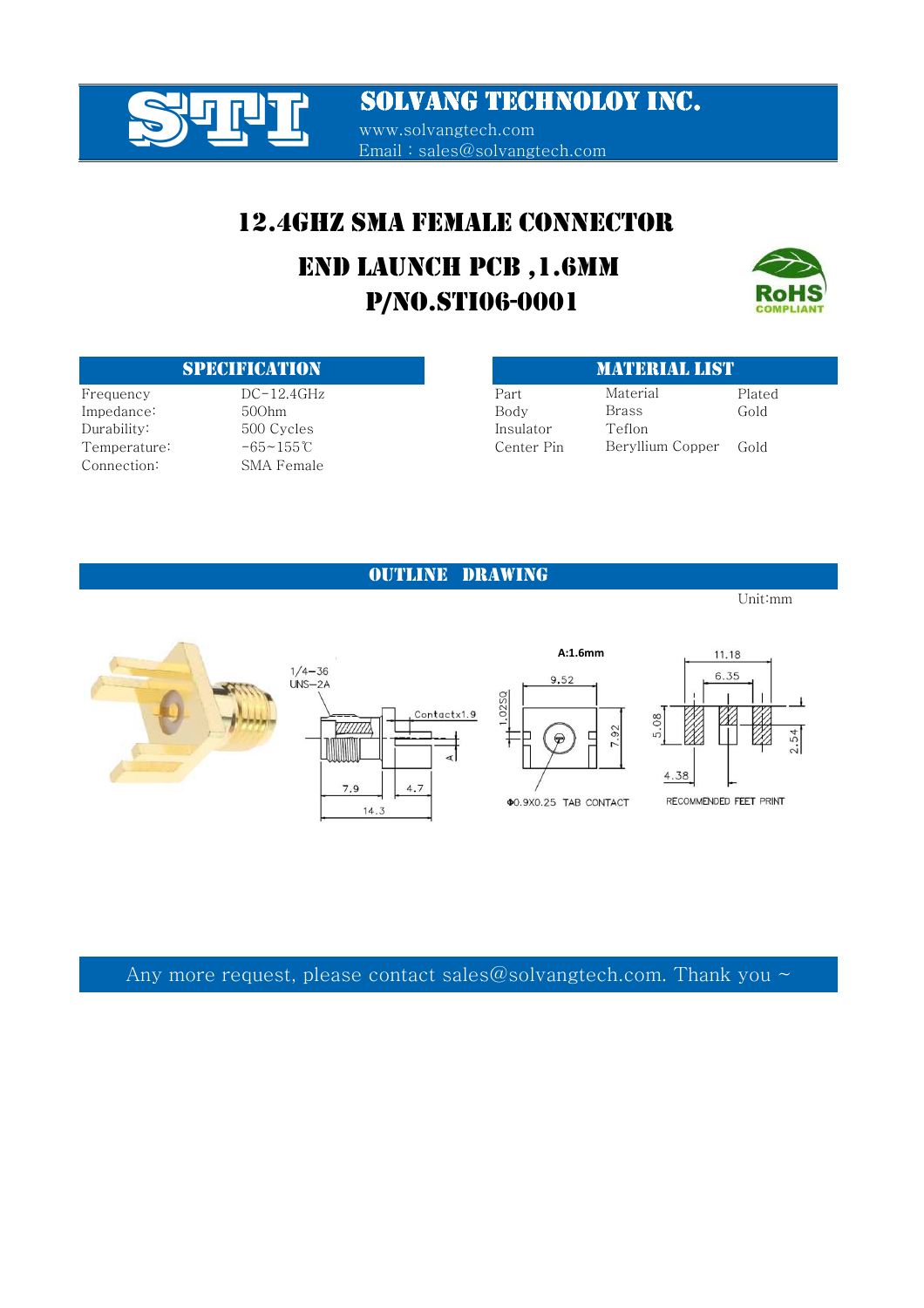# SOLVANG TECHNOLOY INC.

www.solvangtech.com
Email : sales@solvangtech.com

# 12.4GHZ SMA FEMALE CONNECTOR

## END LAUNCH PCB ,1.6MM
## P/NO.STI06-0001

RoHS COMPLIANT

### SPECIFICATION

| | |
|---|---|
| Frequency | DC-12.4GHz |
| Impedance: | 50Ohm |
| Durability: | 500 Cycles |
| Temperature: | -65~155℃ |
| Connection: | SMA Female |

### MATERIAL LIST

| Part | Material | Plated |
|---|---|---|
| Body | Brass | Gold |
| Insulator | Teflon | |
| Center Pin | Beryllium Copper | Gold |

### OUTLINE DRAWING

Unit:mm

1/4-36 UNS-2A

Contactx1.9

A

7.9 4.7

14.3

A:1.6mm

9.52

1.02SQ

7.92

Φ0.9X0.25 TAB CONTACT

11.18

6.35

5.08

2.54

4.38

RECOMMENDED FEET PRINT

Any more request, please contact sales@solvangtech.com. Thank you ~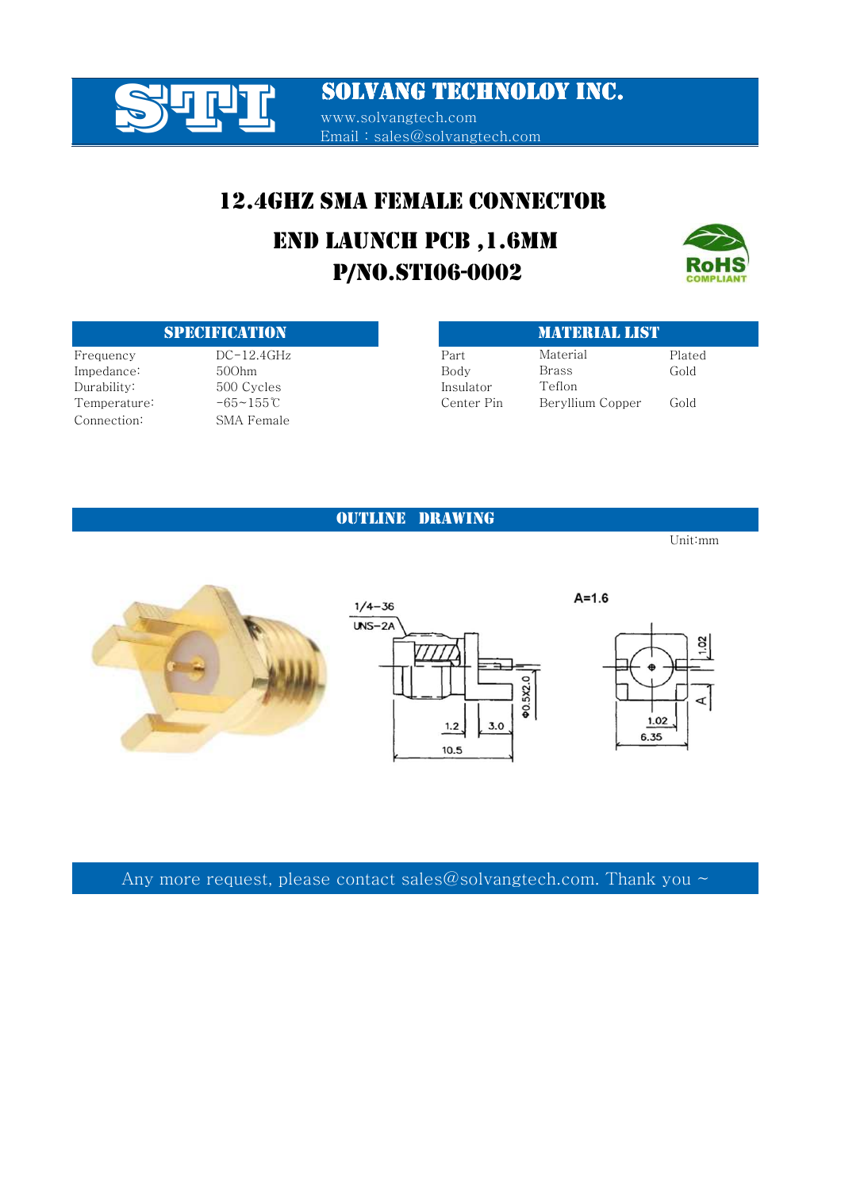# SOLVANG TECHNOLOY INC.

www.solvangtech.com
Email : sales@solvangtech.com

## 12.4GHZ SMA FEMALE CONNECTOR

## END LAUNCH PCB ,1.6MM
## P/NO.STI06-0002

### SPECIFICATION

| | |
|---|---|
| Frequency | DC-12.4GHz |
| Impedance: | 50Ohm |
| Durability: | 500 Cycles |
| Temperature: | -65~155℃ |
| Connection: | SMA Female |

### MATERIAL LIST

| Part | Material | Plated |
|---|---|---|
| Body | Brass | Gold |
| Insulator | Teflon | |
| Center Pin | Beryllium Copper | Gold |

### OUTLINE DRAWING

Unit:mm

1/4-36 UNS-2A

A=1.6

1.2 3.0 10.5 Φ0.5X2.0 1.02 6.35 1.02 A

Any more request, please contact sales@solvangtech.com. Thank you ~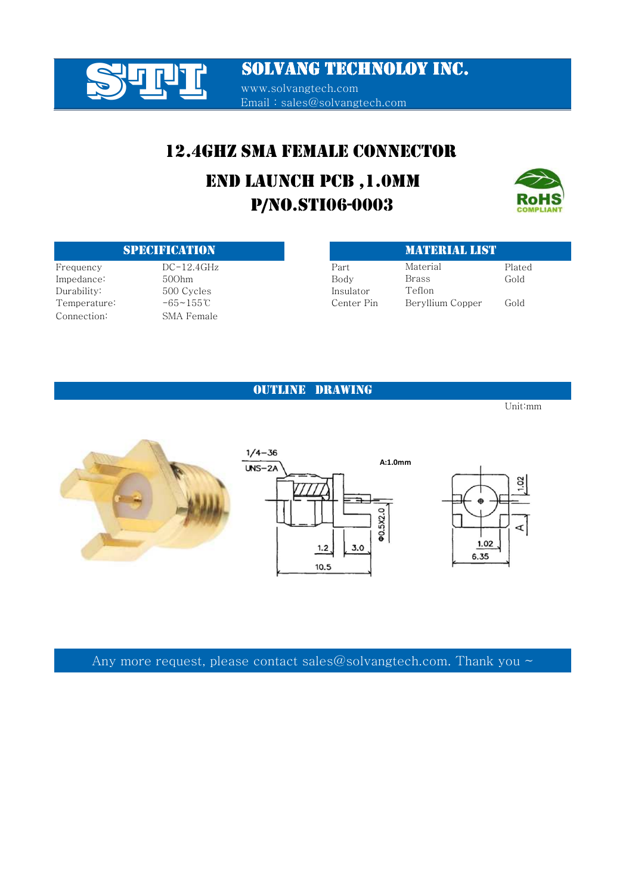# SOLVANG TECHNOLOY INC.

www.solvangtech.com
Email：sales@solvangtech.com

## 12.4GHZ SMA FEMALE CONNECTOR

## END LAUNCH PCB ,1.0MM
## P/NO.STI06-0003

RoHS COMPLIANT

### SPECIFICATION

| | |
|---|---|
| Frequency | DC-12.4GHz |
| Impedance: | 50Ohm |
| Durability: | 500 Cycles |
| Temperature: | -65~155℃ |
| Connection: | SMA Female |

### MATERIAL LIST

| Part | Material | Plated |
|---|---|---|
| Body | Brass | Gold |
| Insulator | Teflon | |
| Center Pin | Beryllium Copper | Gold |

### OUTLINE DRAWING

Unit:mm

1/4-36 UNS-2A

A:1.0mm

Φ0.5X2.0

1.2

3.0

10.5

1.02

A

1.02

6.35

Any more request, please contact sales@solvangtech.com. Thank you ~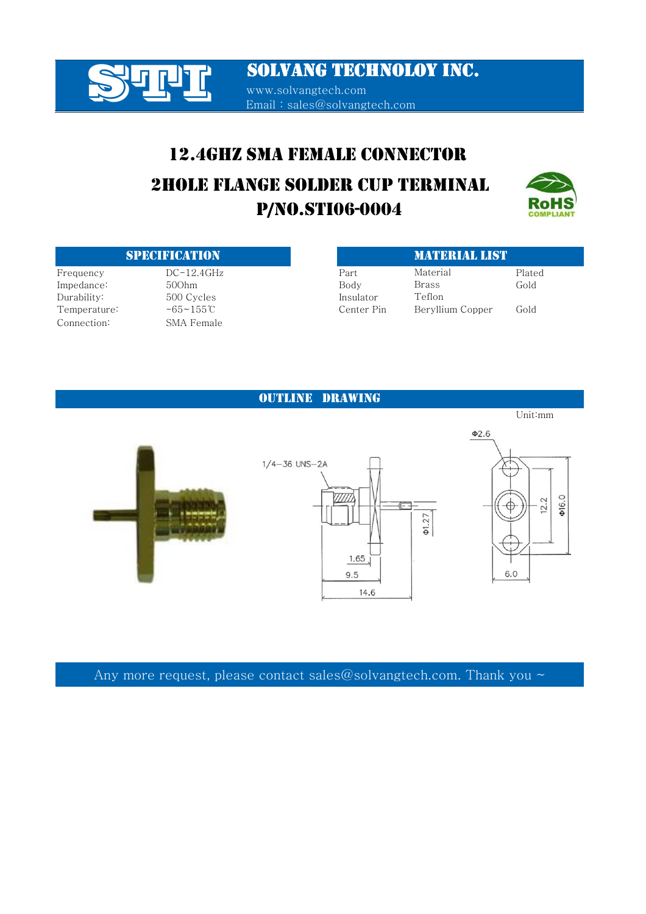# SOLVANG TECHNOLOY INC.

www.solvangtech.com
Email：sales@solvangtech.com

## 12.4GHZ SMA FEMALE CONNECTOR
## 2HOLE FLANGE SOLDER CUP TERMINAL
## P/NO.STI06-0004

RoHS COMPLIANT

### SPECIFICATION

| | |
|---|---|
| Frequency | DC-12.4GHz |
| Impedance: | 50Ohm |
| Durability: | 500 Cycles |
| Temperature: | -65~155℃ |
| Connection: | SMA Female |

### MATERIAL LIST

| Part | Material | Plated |
|---|---|---|
| Body | Brass | Gold |
| Insulator | Teflon | |
| Center Pin | Beryllium Copper | Gold |

### OUTLINE DRAWING

Unit:mm

1/4-36 UNS-2A

Φ2.6

Φ1.27

12.2

Φ16.0

1.65

9.5

14.6

6.0

Any more request, please contact sales@solvangtech.com. Thank you ~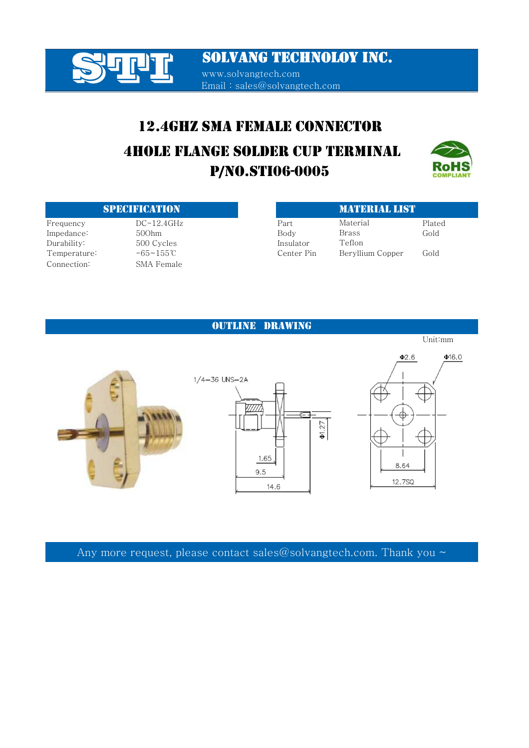# SOLVANG TECHNOLOY INC.

www.solvangtech.com
Email：sales@solvangtech.com

## 12.4GHZ SMA FEMALE CONNECTOR
## 4HOLE FLANGE SOLDER CUP TERMINAL
## P/NO.STI06-0005

### SPECIFICATION

| | |
|---|---|
| Frequency | DC-12.4GHz |
| Impedance: | 50Ohm |
| Durability: | 500 Cycles |
| Temperature: | -65~155℃ |
| Connection: | SMA Female |

### MATERIAL LIST

| Part | Material | Plated |
|---|---|---|
| Body | Brass | Gold |
| Insulator | Teflon | |
| Center Pin | Beryllium Copper | Gold |

### OUTLINE DRAWING

Unit:mm

1/4-36 UNS-2A

Φ1.27

1.65

9.5

14.6

Φ2.6

Φ16.0

8.64

12.7SQ

Any more request, please contact sales@solvangtech.com. Thank you ~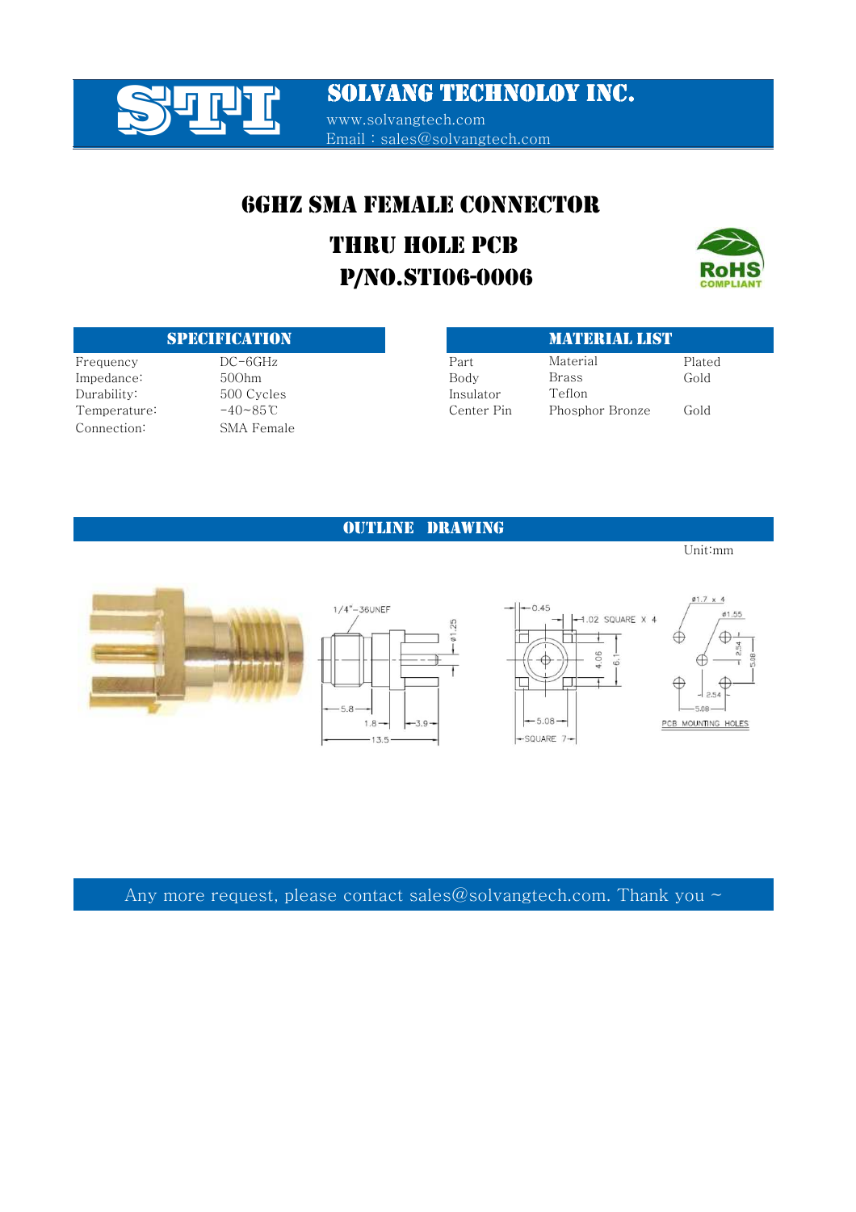# SOLVANG TECHNOLOY INC.

www.solvangtech.com
Email：sales@solvangtech.com

## 6GHZ SMA FEMALE CONNECTOR

## THRU HOLE PCB

## P/NO.STI06-0006

### SPECIFICATION

| | |
|---|---|
| Frequency | DC-6GHz |
| Impedance: | 50Ohm |
| Durability: | 500 Cycles |
| Temperature: | -40~85℃ |
| Connection: | SMA Female |

### MATERIAL LIST

| Part | Material | Plated |
|---|---|---|
| Body | Brass | Gold |
| Insulator | Teflon | |
| Center Pin | Phosphor Bronze | Gold |

### OUTLINE DRAWING

Unit:mm

1/4"-36UNEF ø1.25 5.8 1.8 3.9 13.5

0.45 1.02 SQUARE X 4 4.06 6.1 5.08 SQUARE 7

ø1.7 x 4 ø1.55 2.54 5.08 2.54 5.08

PCB MOUNTING HOLES

Any more request, please contact sales@solvangtech.com. Thank you ~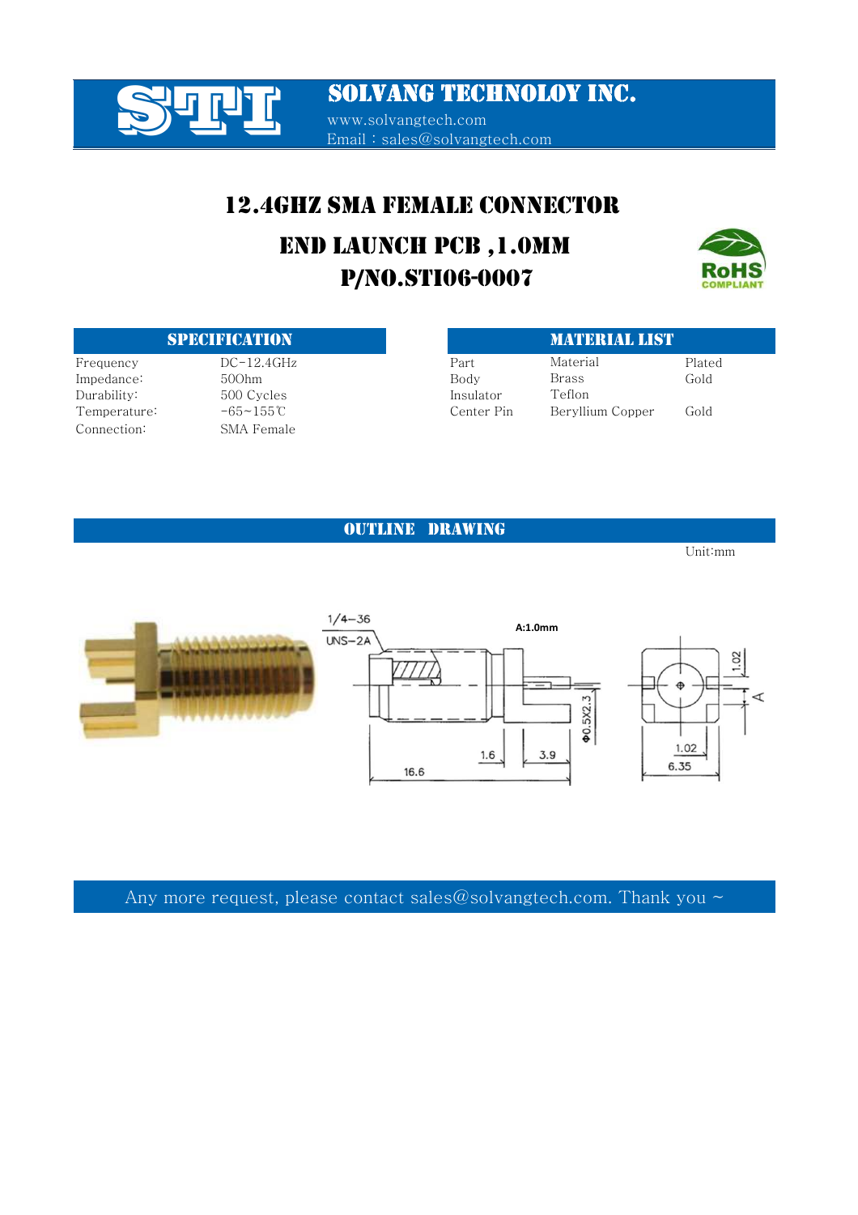# SOLVANG TECHNOLOY INC.

www.solvangtech.com
Email：sales@solvangtech.com

## 12.4GHZ SMA FEMALE CONNECTOR

## END LAUNCH PCB ,1.0MM

## P/NO.STI06-0007

### SPECIFICATION

| | |
|---|---|
| Frequency | DC-12.4GHz |
| Impedance: | 50Ohm |
| Durability: | 500 Cycles |
| Temperature: | -65~155℃ |
| Connection: | SMA Female |

### MATERIAL LIST

| Part | Material | Plated |
|---|---|---|
| Body | Brass | Gold |
| Insulator | Teflon | |
| Center Pin | Beryllium Copper | Gold |

### OUTLINE DRAWING

Unit:mm

Any more request, please contact sales@solvangtech.com. Thank you ~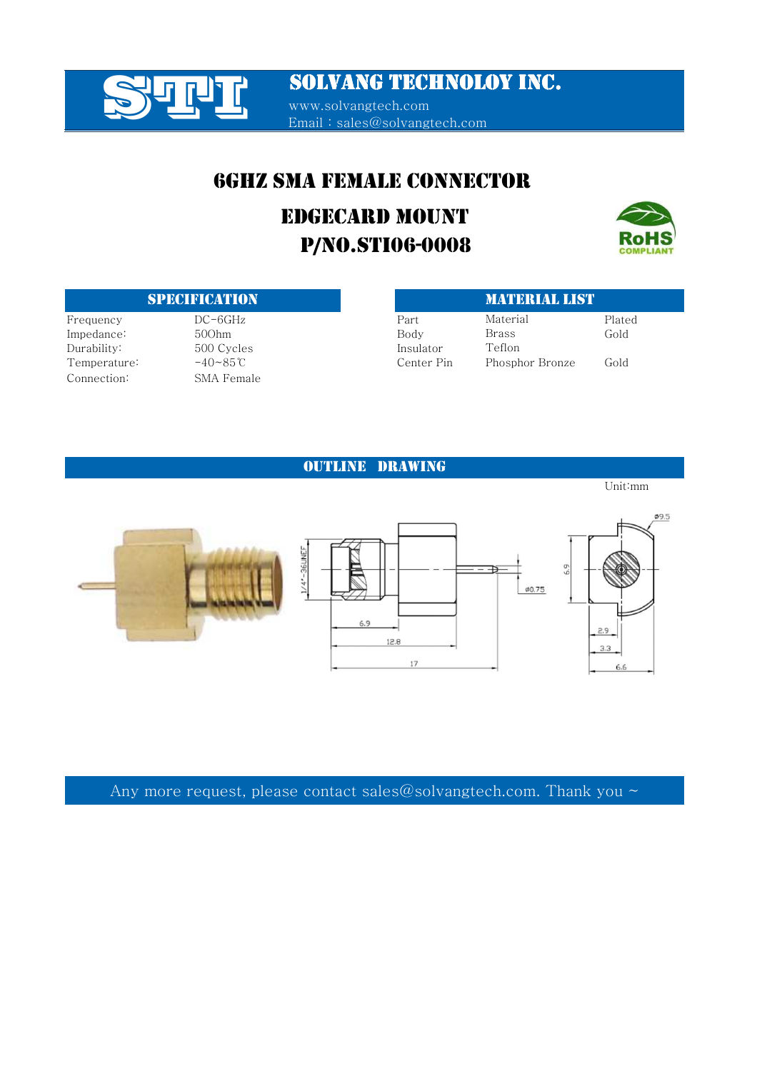# SOLVANG TECHNOLOY INC.

www.solvangtech.com
Email : sales@solvangtech.com

## 6GHZ SMA FEMALE CONNECTOR

## EDGECARD MOUNT
## P/NO.STI06-0008

RoHS COMPLIANT

### SPECIFICATION

| | |
|---|---|
| Frequency | DC-6GHz |
| Impedance: | 50Ohm |
| Durability: | 500 Cycles |
| Temperature: | -40~85℃ |
| Connection: | SMA Female |

### MATERIAL LIST

| Part | Material | Plated |
|---|---|---|
| Body | Brass | Gold |
| Insulator | Teflon | |
| Center Pin | Phosphor Bronze | Gold |

### OUTLINE DRAWING

Unit:mm

1/4"-36UNEF
ø0.75
6.9
12.8
17
6.9
ø9.5
2.9
3.3
6.6

Any more request, please contact sales@solvangtech.com. Thank you ~